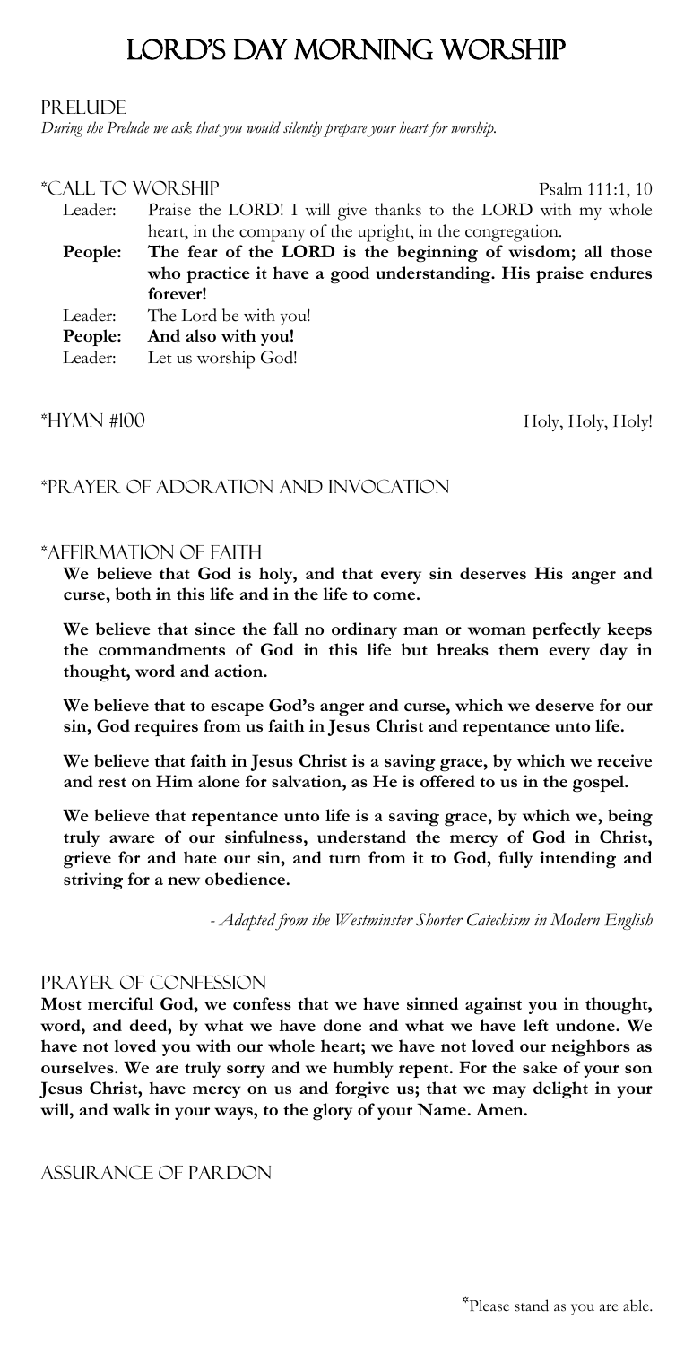# Lord's Day Morning Worship

## Prelude

*During the Prelude we ask that you would silently prepare your heart for worship.*

## *Call to Worship

Psalm 111:1, 10

Leader: Praise the LORD! I will give thanks to the LORD with my whole heart, in the company of the upright, in the congregation.

**People: The fear of the LORD is the beginning of wisdom; all those who practice it have a good understanding. His praise endures forever!**

Leader: The Lord be with you!

**People: And also with you!**

Leader: Let us worship God!

## *Hymn #100

Holy, Holy, Holy!

## *Prayer of Adoration and Invocation

## *Affirmation of Faith

**We believe that God is holy, and that every sin deserves His anger and curse, both in this life and in the life to come.**

**We believe that since the fall no ordinary man or woman perfectly keeps the commandments of God in this life but breaks them every day in thought, word and action.**

**We believe that to escape God's anger and curse, which we deserve for our sin, God requires from us faith in Jesus Christ and repentance unto life.**

**We believe that faith in Jesus Christ is a saving grace, by which we receive and rest on Him alone for salvation, as He is offered to us in the gospel.**

**We believe that repentance unto life is a saving grace, by which we, being truly aware of our sinfulness, understand the mercy of God in Christ, grieve for and hate our sin, and turn from it to God, fully intending and striving for a new obedience.**

*- Adapted from the Westminster Shorter Catechism in Modern English*

## Prayer of Confession

**Most merciful God, we confess that we have sinned against you in thought, word, and deed, by what we have done and what we have left undone. We have not loved you with our whole heart; we have not loved our neighbors as ourselves. We are truly sorry and we humbly repent. For the sake of your son Jesus Christ, have mercy on us and forgive us; that we may delight in your will, and walk in your ways, to the glory of your Name. Amen.**

## Assurance of Pardon

*Please stand as you are able.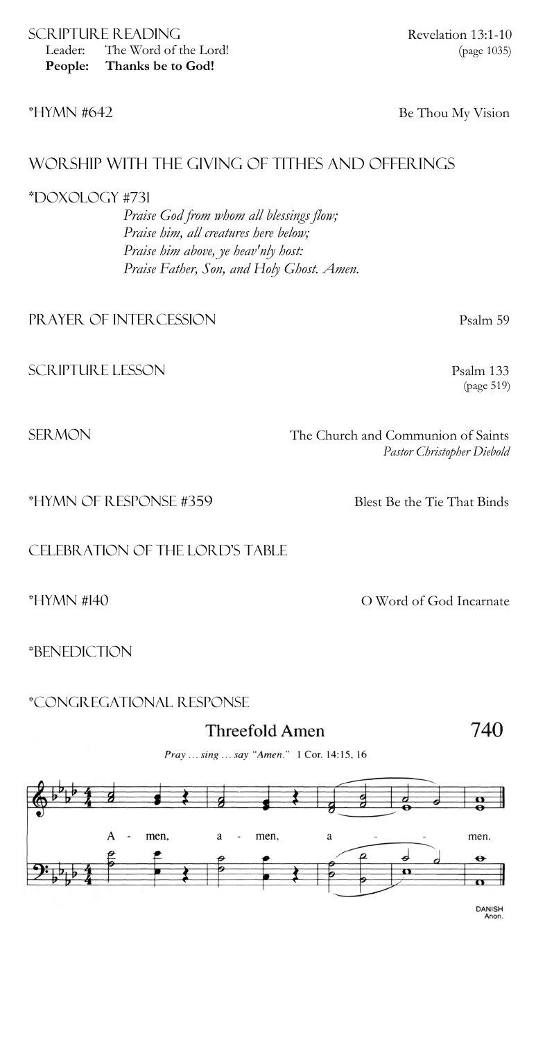SCRIPTURE READING — Revelation 13:1-10 (page 1035)

Leader: The Word of the Lord!
**People: Thanks be to God!**

*HYMN #642 — Be Thou My Vision

WORSHIP WITH THE GIVING OF TITHES AND OFFERINGS

*DOXOLOGY #731

*Praise God from whom all blessings flow;*
*Praise him, all creatures here below;*
*Praise him above, ye heav'nly host:*
*Praise Father, Son, and Holy Ghost. Amen.*

PRAYER OF INTERCESSION — Psalm 59

SCRIPTURE LESSON — Psalm 133 (page 519)

SERMON — The Church and Communion of Saints
*Pastor Christopher Diebold*

*HYMN OF RESPONSE #359 — Blest Be the Tie That Binds

CELEBRATION OF THE LORD'S TABLE

*HYMN #140 — O Word of God Incarnate

*BENEDICTION

*CONGREGATIONAL RESPONSE

Threefold Amen — 740

*Pray … sing … say "Amen."* 1 Cor. 14:15, 16

A - men, a - men, a - - - men.

DANISH
Anon.